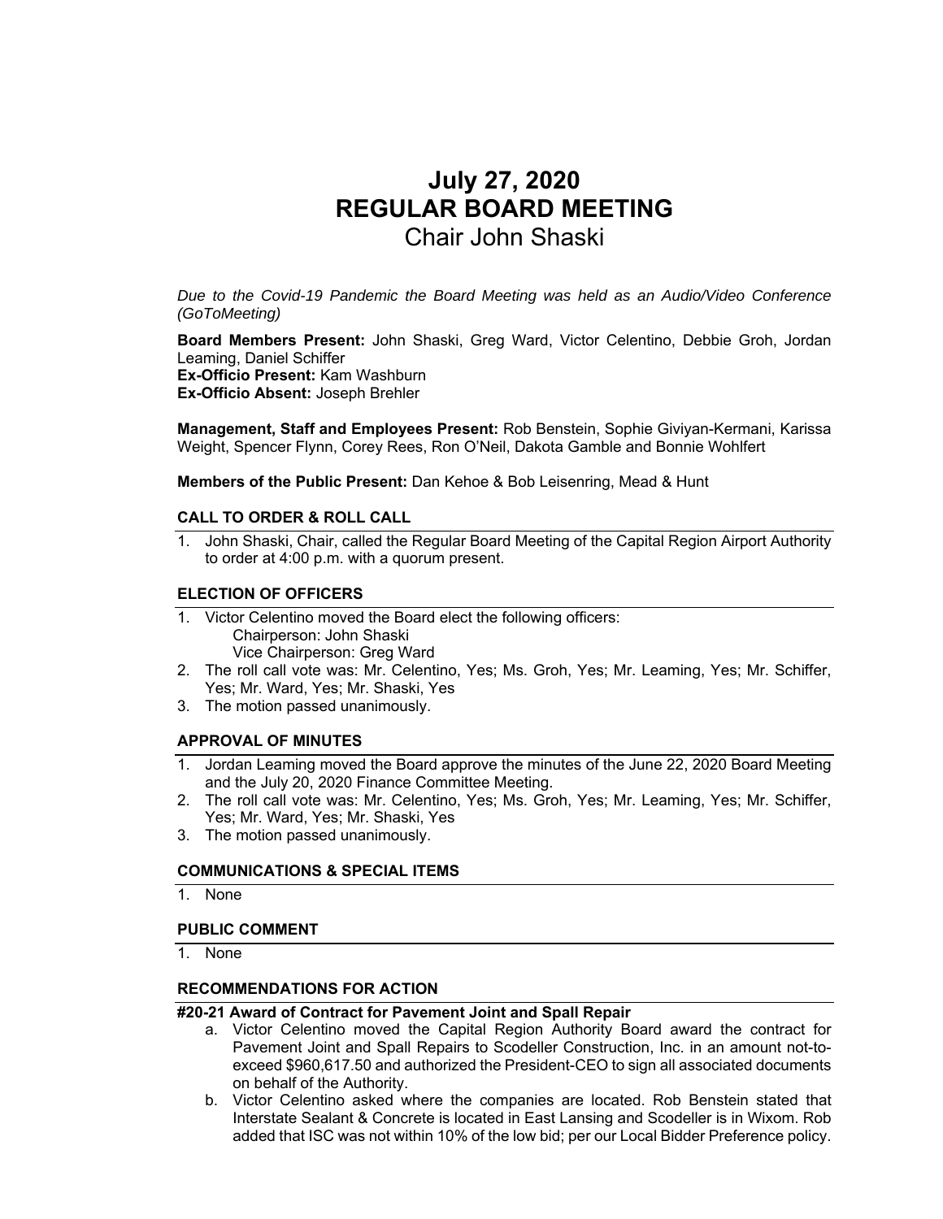# July 27, 2020
# REGULAR BOARD MEETING
## Chair John Shaski

*Due to the Covid-19 Pandemic the Board Meeting was held as an Audio/Video Conference (GoToMeeting)*

**Board Members Present:** John Shaski, Greg Ward, Victor Celentino, Debbie Groh, Jordan Leaming, Daniel Schiffer
**Ex-Officio Present:** Kam Washburn
**Ex-Officio Absent:** Joseph Brehler

**Management, Staff and Employees Present:** Rob Benstein, Sophie Giviyan-Kermani, Karissa Weight, Spencer Flynn, Corey Rees, Ron O'Neil, Dakota Gamble and Bonnie Wohlfert

**Members of the Public Present:** Dan Kehoe & Bob Leisenring, Mead & Hunt

### CALL TO ORDER & ROLL CALL

1. John Shaski, Chair, called the Regular Board Meeting of the Capital Region Airport Authority to order at 4:00 p.m. with a quorum present.

### ELECTION OF OFFICERS

1. Victor Celentino moved the Board elect the following officers:
   Chairperson: John Shaski
   Vice Chairperson: Greg Ward
2. The roll call vote was: Mr. Celentino, Yes; Ms. Groh, Yes; Mr. Leaming, Yes; Mr. Schiffer, Yes; Mr. Ward, Yes; Mr. Shaski, Yes
3. The motion passed unanimously.

### APPROVAL OF MINUTES

1. Jordan Leaming moved the Board approve the minutes of the June 22, 2020 Board Meeting and the July 20, 2020 Finance Committee Meeting.
2. The roll call vote was: Mr. Celentino, Yes; Ms. Groh, Yes; Mr. Leaming, Yes; Mr. Schiffer, Yes; Mr. Ward, Yes; Mr. Shaski, Yes
3. The motion passed unanimously.

### COMMUNICATIONS & SPECIAL ITEMS

1. None

### PUBLIC COMMENT

1. None

### RECOMMENDATIONS FOR ACTION

**#20-21 Award of Contract for Pavement Joint and Spall Repair**

a. Victor Celentino moved the Capital Region Authority Board award the contract for Pavement Joint and Spall Repairs to Scodeller Construction, Inc. in an amount not-to-exceed $960,617.50 and authorized the President-CEO to sign all associated documents on behalf of the Authority.
b. Victor Celentino asked where the companies are located. Rob Benstein stated that Interstate Sealant & Concrete is located in East Lansing and Scodeller is in Wixom. Rob added that ISC was not within 10% of the low bid; per our Local Bidder Preference policy.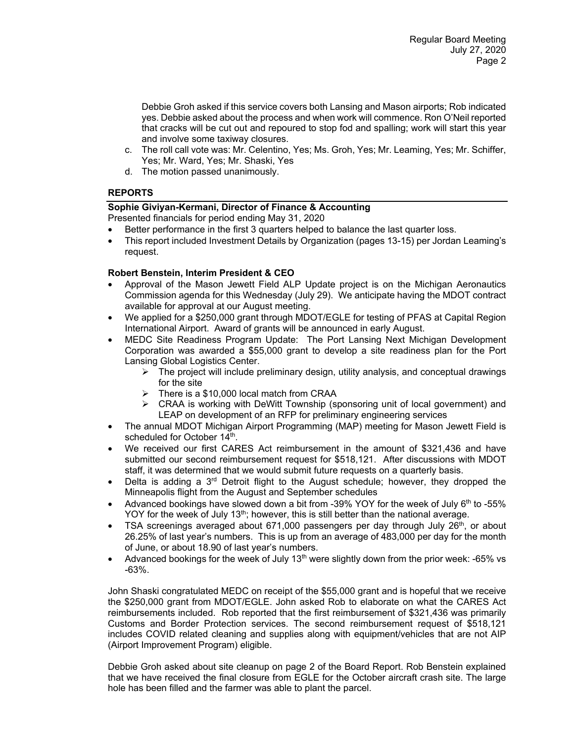Debbie Groh asked if this service covers both Lansing and Mason airports; Rob indicated yes. Debbie asked about the process and when work will commence. Ron O'Neil reported that cracks will be cut out and repoured to stop fod and spalling; work will start this year and involve some taxiway closures.

c. The roll call vote was: Mr. Celentino, Yes; Ms. Groh, Yes; Mr. Leaming, Yes; Mr. Schiffer, Yes; Mr. Ward, Yes; Mr. Shaski, Yes
d. The motion passed unanimously.

## REPORTS

### Sophie Giviyan-Kermani, Director of Finance & Accounting

Presented financials for period ending May 31, 2020

- Better performance in the first 3 quarters helped to balance the last quarter loss.
- This report included Investment Details by Organization (pages 13-15) per Jordan Leaming's request.

### Robert Benstein, Interim President & CEO

- Approval of the Mason Jewett Field ALP Update project is on the Michigan Aeronautics Commission agenda for this Wednesday (July 29). We anticipate having the MDOT contract available for approval at our August meeting.
- We applied for a $250,000 grant through MDOT/EGLE for testing of PFAS at Capital Region International Airport. Award of grants will be announced in early August.
- MEDC Site Readiness Program Update: The Port Lansing Next Michigan Development Corporation was awarded a $55,000 grant to develop a site readiness plan for the Port Lansing Global Logistics Center.
  - The project will include preliminary design, utility analysis, and conceptual drawings for the site
  - There is a $10,000 local match from CRAA
  - CRAA is working with DeWitt Township (sponsoring unit of local government) and LEAP on development of an RFP for preliminary engineering services
- The annual MDOT Michigan Airport Programming (MAP) meeting for Mason Jewett Field is scheduled for October 14th.
- We received our first CARES Act reimbursement in the amount of $321,436 and have submitted our second reimbursement request for $518,121. After discussions with MDOT staff, it was determined that we would submit future requests on a quarterly basis.
- Delta is adding a 3rd Detroit flight to the August schedule; however, they dropped the Minneapolis flight from the August and September schedules
- Advanced bookings have slowed down a bit from -39% YOY for the week of July 6th to -55% YOY for the week of July 13th; however, this is still better than the national average.
- TSA screenings averaged about 671,000 passengers per day through July 26th, or about 26.25% of last year's numbers. This is up from an average of 483,000 per day for the month of June, or about 18.90 of last year's numbers.
- Advanced bookings for the week of July 13th were slightly down from the prior week: -65% vs -63%.

John Shaski congratulated MEDC on receipt of the $55,000 grant and is hopeful that we receive the $250,000 grant from MDOT/EGLE. John asked Rob to elaborate on what the CARES Act reimbursements included. Rob reported that the first reimbursement of $321,436 was primarily Customs and Border Protection services. The second reimbursement request of $518,121 includes COVID related cleaning and supplies along with equipment/vehicles that are not AIP (Airport Improvement Program) eligible.

Debbie Groh asked about site cleanup on page 2 of the Board Report. Rob Benstein explained that we have received the final closure from EGLE for the October aircraft crash site. The large hole has been filled and the farmer was able to plant the parcel.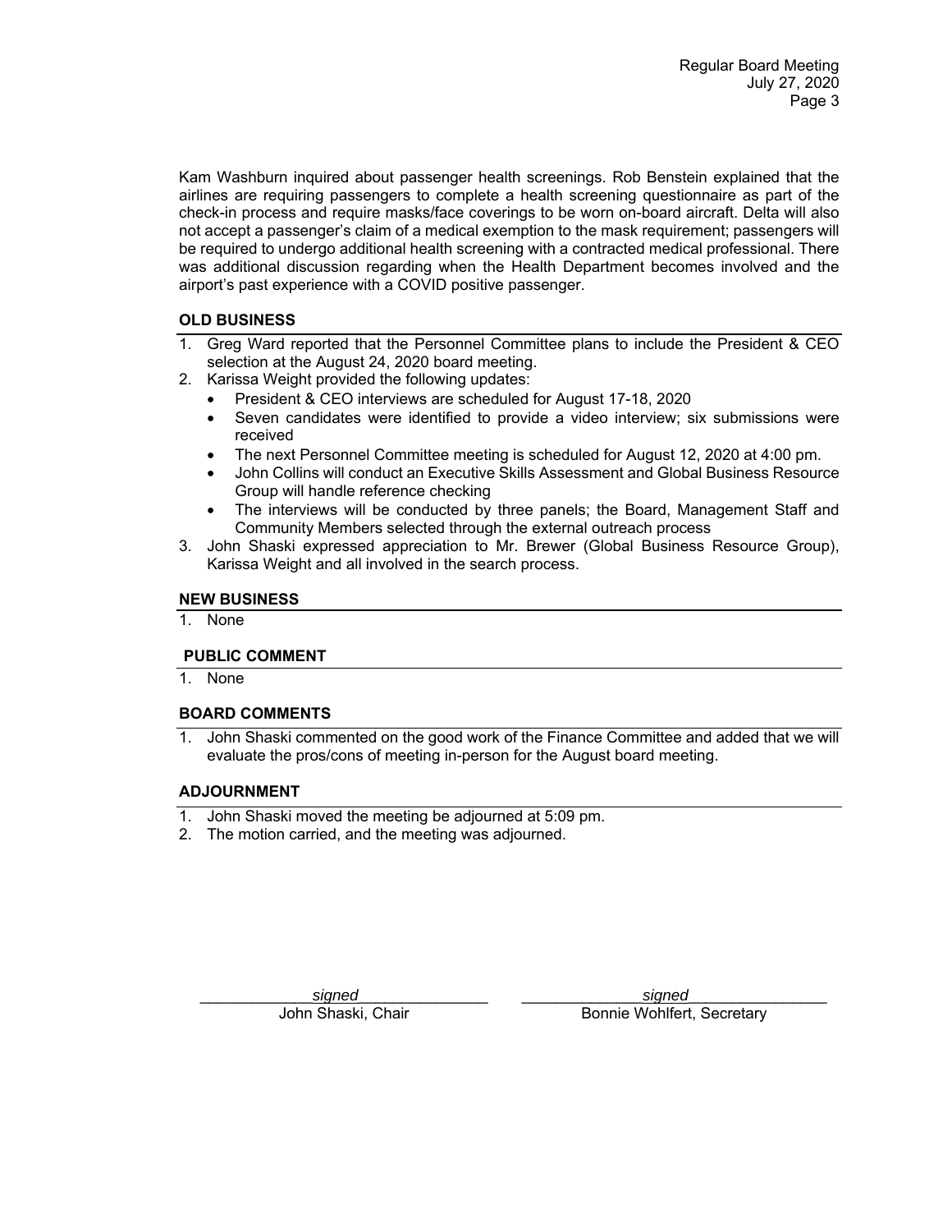Kam Washburn inquired about passenger health screenings. Rob Benstein explained that the airlines are requiring passengers to complete a health screening questionnaire as part of the check-in process and require masks/face coverings to be worn on-board aircraft. Delta will also not accept a passenger's claim of a medical exemption to the mask requirement; passengers will be required to undergo additional health screening with a contracted medical professional. There was additional discussion regarding when the Health Department becomes involved and the airport's past experience with a COVID positive passenger.

**OLD BUSINESS**

1. Greg Ward reported that the Personnel Committee plans to include the President & CEO selection at the August 24, 2020 board meeting.
2. Karissa Weight provided the following updates:
   - President & CEO interviews are scheduled for August 17-18, 2020
   - Seven candidates were identified to provide a video interview; six submissions were received
   - The next Personnel Committee meeting is scheduled for August 12, 2020 at 4:00 pm.
   - John Collins will conduct an Executive Skills Assessment and Global Business Resource Group will handle reference checking
   - The interviews will be conducted by three panels; the Board, Management Staff and Community Members selected through the external outreach process
3. John Shaski expressed appreciation to Mr. Brewer (Global Business Resource Group), Karissa Weight and all involved in the search process.

**NEW BUSINESS**

1. None

**PUBLIC COMMENT**

1. None

**BOARD COMMENTS**

1. John Shaski commented on the good work of the Finance Committee and added that we will evaluate the pros/cons of meeting in-person for the August board meeting.

**ADJOURNMENT**

1. John Shaski moved the meeting be adjourned at 5:09 pm.
2. The motion carried, and the meeting was adjourned.

*signed*
John Shaski, Chair

*signed*
Bonnie Wohlfert, Secretary